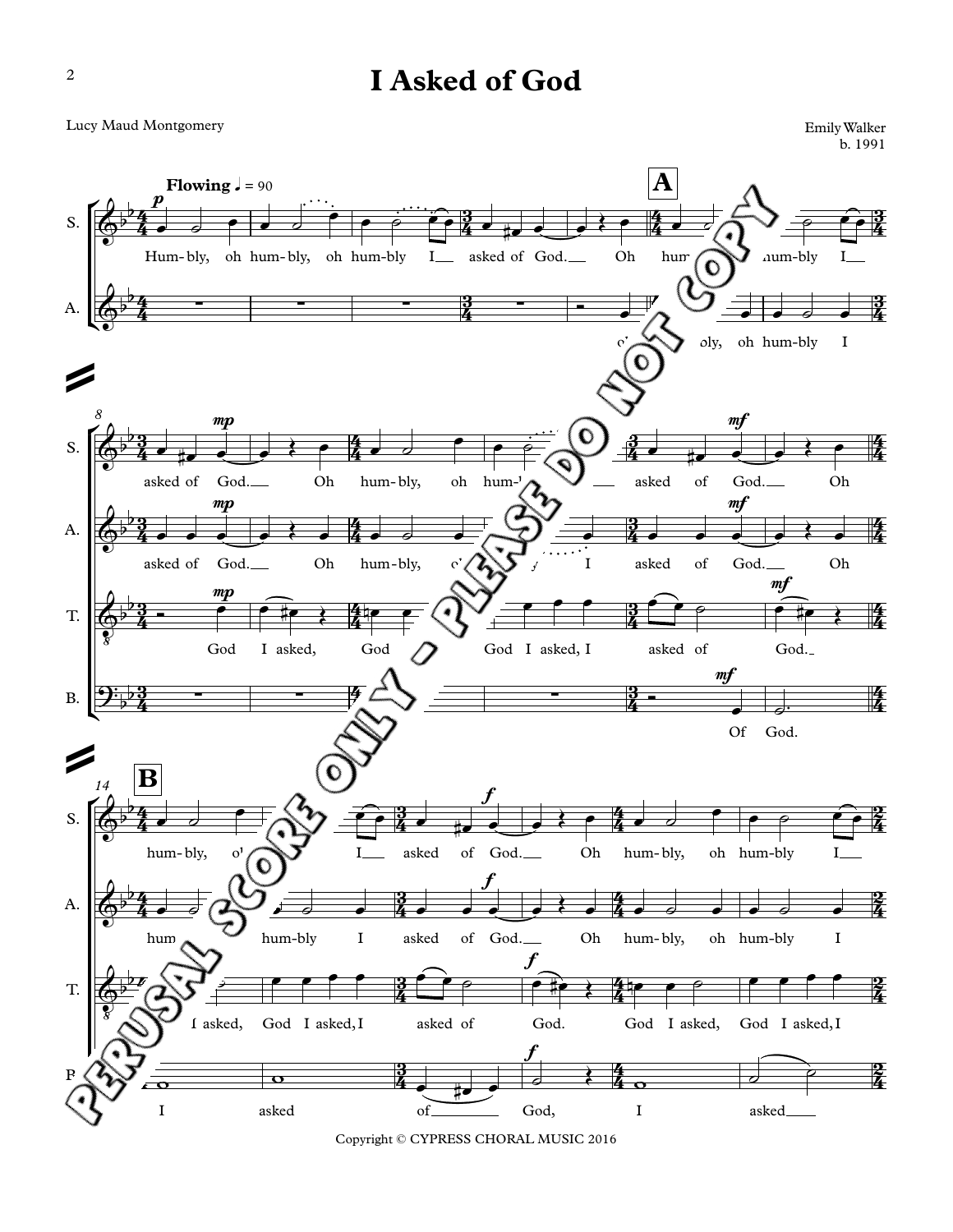# I Asked of God

Lucy Maud Montgomery

Emily Walker
b. 1991

Copyright © CYPRESS CHORAL MUSIC 2016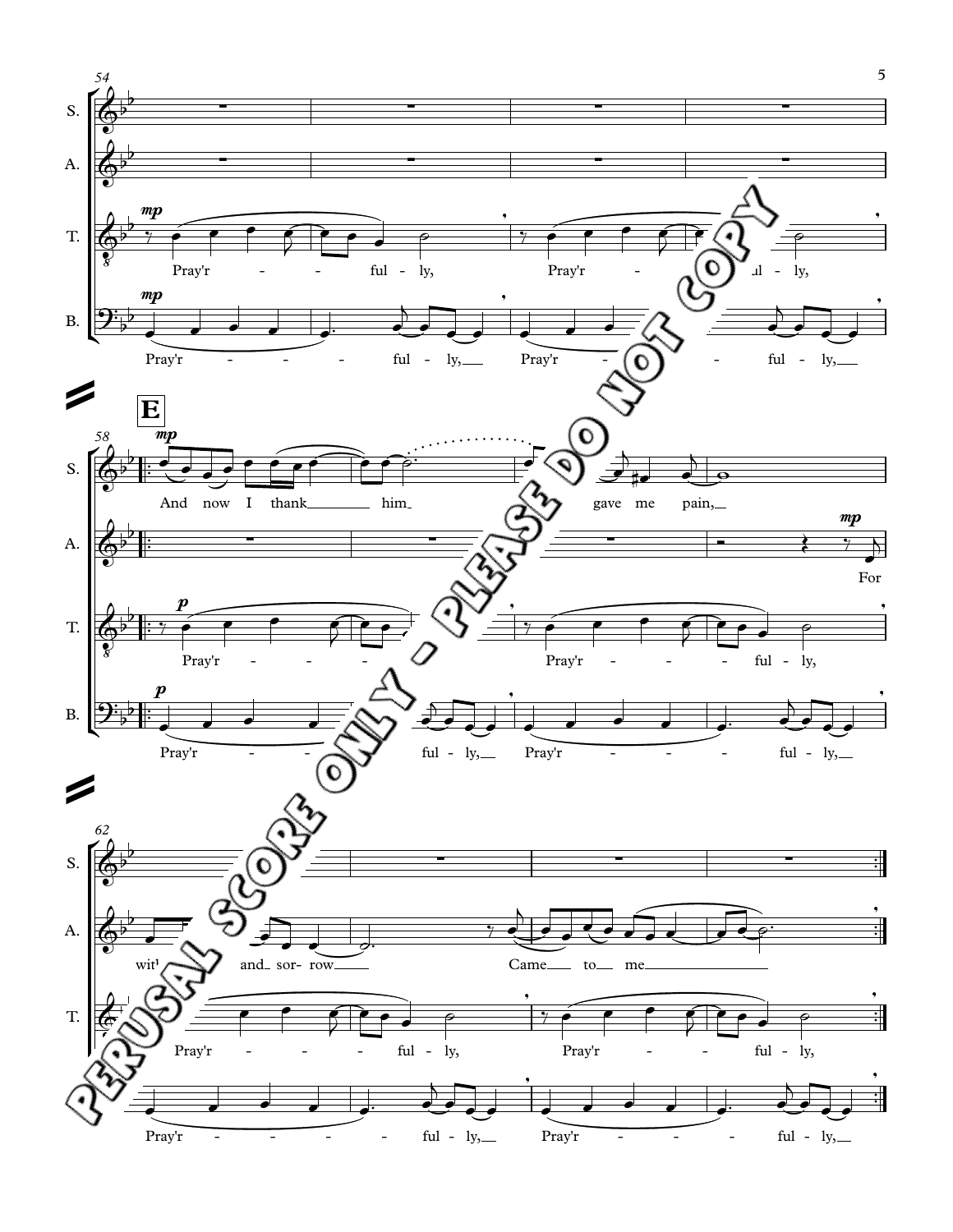54

S.

A.

T.

*mp*

Pray'r - - ful - ly, Pray'r - ful - ly,

B.

*mp*

Pray'r - - - - ful - ly, Pray'r - - ful - ly,

**E**

58

S.

*mp*

And now I thank him gave me pain,

A.

*mp*

For

T.

*p*

Pray'r - - - Pray'r - - - ful - ly,

B.

*p*

Pray'r - - ful - ly, Pray'r - - - - ful - ly,

62

S.

A.

with and sor - row Came to me

T.

Pray'r - - - ful - ly, Pray'r - - ful - ly,

B.

Pray'r - - - - ful - ly, Pray'r - - - - ful - ly,

PERUSAL SCORE ONLY - PLEASE DO NOT COPY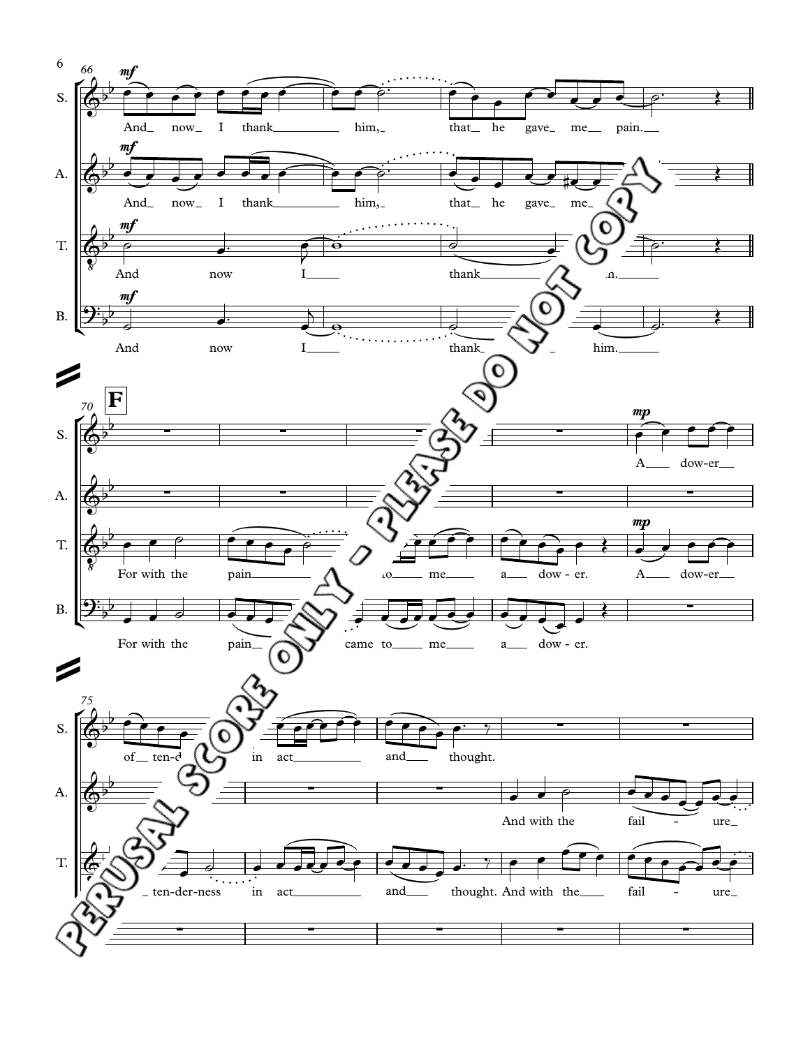**S.** *mf* And_ now_ I thank_____ him,_ that_ he gave_ me_ pain.__

**A.** *mf* And_ now_ I thank_____ him,_ that_ he gave_ me_

**T.** *mf* And now I___ thank_____ him.___

**B.** *mf* And now I___ thank___ him.___

**F**

**S.** *mp* A___ dow-er__ of__ ten-d... in act_____ and___ thought.

**A.** And with the fail - ure_

**T.** For with the pain_____ to___ me___ a___ dow - er. *mp* A___ dow-er__ ten-der-ness in act_____ and___ thought. And with the___ fail - ure_

**B.** For with the pain__ came to___ me___ a___ dow - er.

PERUSAL SCORE ONLY - PLEASE DO NOT COPY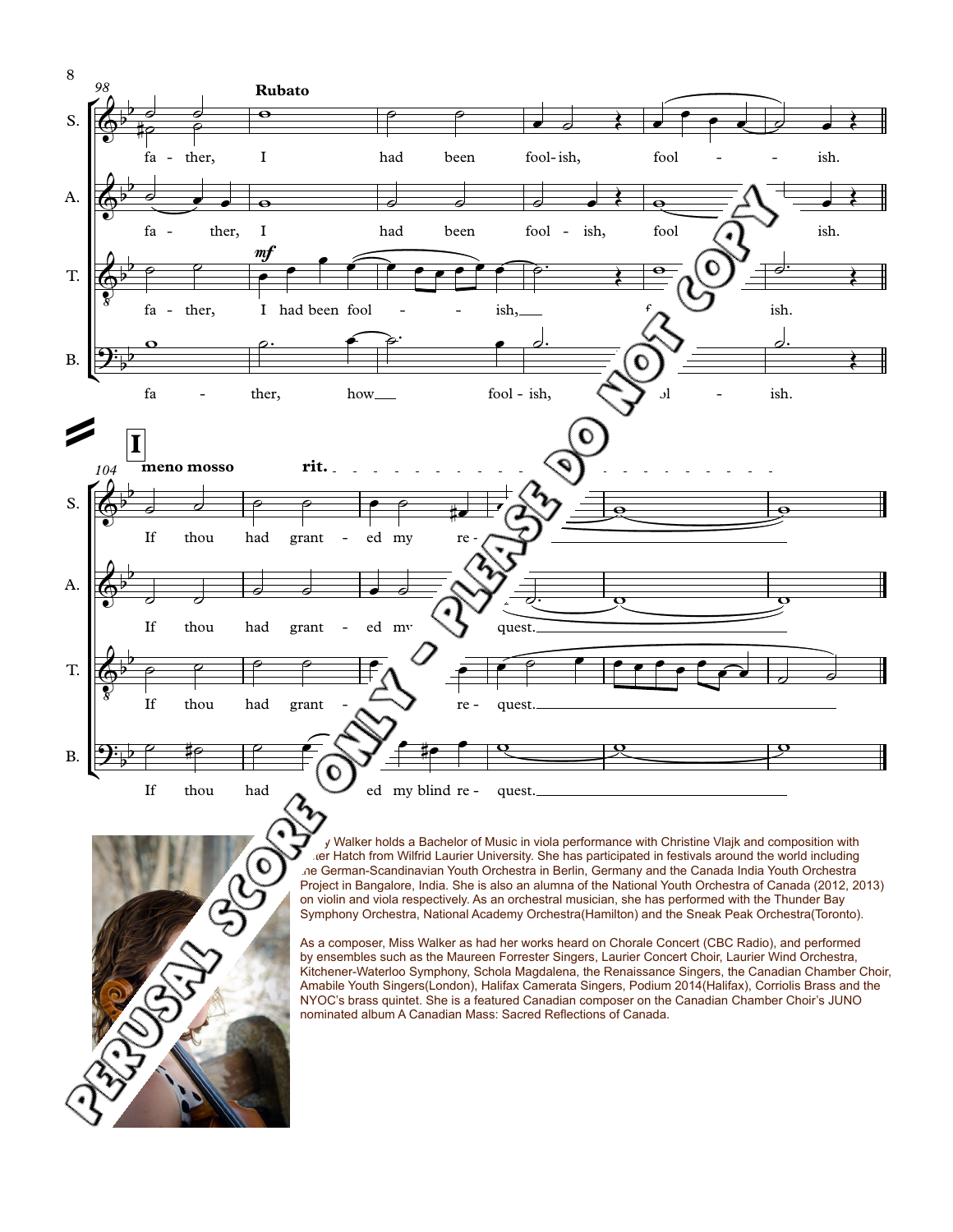y Walker holds a Bachelor of Music in viola performance with Christine Vlajk and composition with ter Hatch from Wilfrid Laurier University. She has participated in festivals around the world including he German-Scandinavian Youth Orchestra in Berlin, Germany and the Canada India Youth Orchestra Project in Bangalore, India. She is also an alumna of the National Youth Orchestra of Canada (2012, 2013) on violin and viola respectively. As an orchestral musician, she has performed with the Thunder Bay Symphony Orchestra, National Academy Orchestra(Hamilton) and the Sneak Peak Orchestra(Toronto).

As a composer, Miss Walker as had her works heard on Chorale Concert (CBC Radio), and performed by ensembles such as the Maureen Forrester Singers, Laurier Concert Choir, Laurier Wind Orchestra, Kitchener-Waterloo Symphony, Schola Magdalena, the Renaissance Singers, the Canadian Chamber Choir, Amabile Youth Singers(London), Halifax Camerata Singers, Podium 2014(Halifax), Corriolis Brass and the NYOC's brass quintet. She is a featured Canadian composer on the Canadian Chamber Choir's JUNO nominated album A Canadian Mass: Sacred Reflections of Canada.